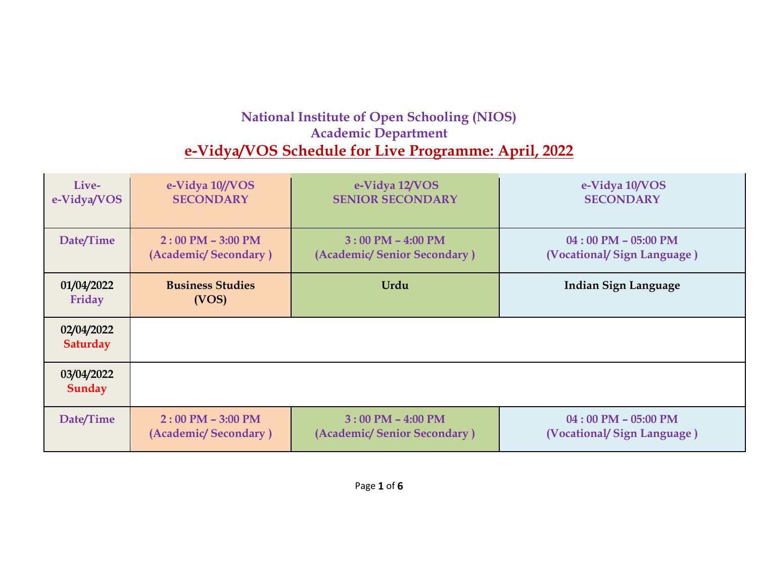# National Institute of Open Schooling (NIOS)

## Academic Department

## e-Vidya/VOS Schedule for Live Programme: April, 2022

| Live-<br>e-Vidya/VOS | e-Vidya 10//VOS<br>SECONDARY | e-Vidya 12/VOS<br>SENIOR SECONDARY | e-Vidya 10/VOS<br>SECONDARY |
|---|---|---|---|
| Date/Time | 2 : 00 PM – 3:00 PM<br>(Academic/ Secondary ) | 3 : 00 PM – 4:00 PM<br>(Academic/ Senior Secondary ) | 04 : 00 PM – 05:00 PM<br>(Vocational/ Sign Language ) |
| 01/04/2022<br>Friday | **Business Studies (VOS)** | **Urdu** | **Indian Sign Language** |
| 02/04/2022<br>Saturday | | | |
| 03/04/2022<br>Sunday | | | |
| Date/Time | 2 : 00 PM – 3:00 PM<br>(Academic/ Secondary ) | 3 : 00 PM – 4:00 PM<br>(Academic/ Senior Secondary ) | 04 : 00 PM – 05:00 PM<br>(Vocational/ Sign Language ) |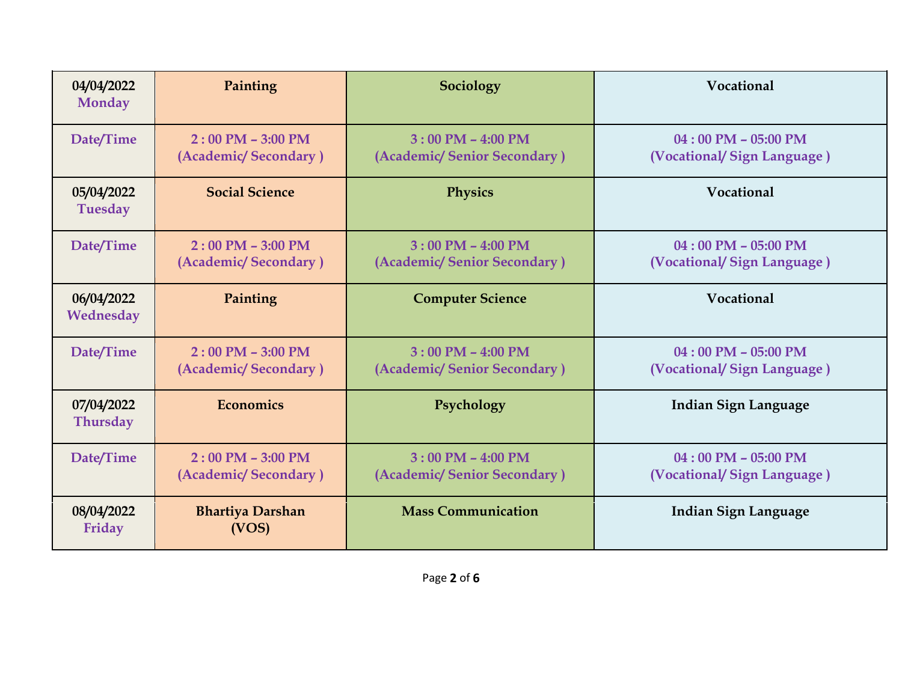| 04/04/2022 Monday | Painting | Sociology | Vocational |
|---|---|---|---|
| Date/Time | 2 : 00 PM – 3:00 PM (Academic/ Secondary ) | 3 : 00 PM – 4:00 PM (Academic/ Senior Secondary ) | 04 : 00 PM – 05:00 PM (Vocational/ Sign Language ) |
| 05/04/2022 Tuesday | Social Science | Physics | Vocational |
| Date/Time | 2 : 00 PM – 3:00 PM (Academic/ Secondary ) | 3 : 00 PM – 4:00 PM (Academic/ Senior Secondary ) | 04 : 00 PM – 05:00 PM (Vocational/ Sign Language ) |
| 06/04/2022 Wednesday | Painting | Computer Science | Vocational |
| Date/Time | 2 : 00 PM – 3:00 PM (Academic/ Secondary ) | 3 : 00 PM – 4:00 PM (Academic/ Senior Secondary ) | 04 : 00 PM – 05:00 PM (Vocational/ Sign Language ) |
| 07/04/2022 Thursday | Economics | Psychology | Indian Sign Language |
| Date/Time | 2 : 00 PM – 3:00 PM (Academic/ Secondary ) | 3 : 00 PM – 4:00 PM (Academic/ Senior Secondary ) | 04 : 00 PM – 05:00 PM (Vocational/ Sign Language ) |
| 08/04/2022 Friday | Bhartiya Darshan (VOS) | Mass Communication | Indian Sign Language |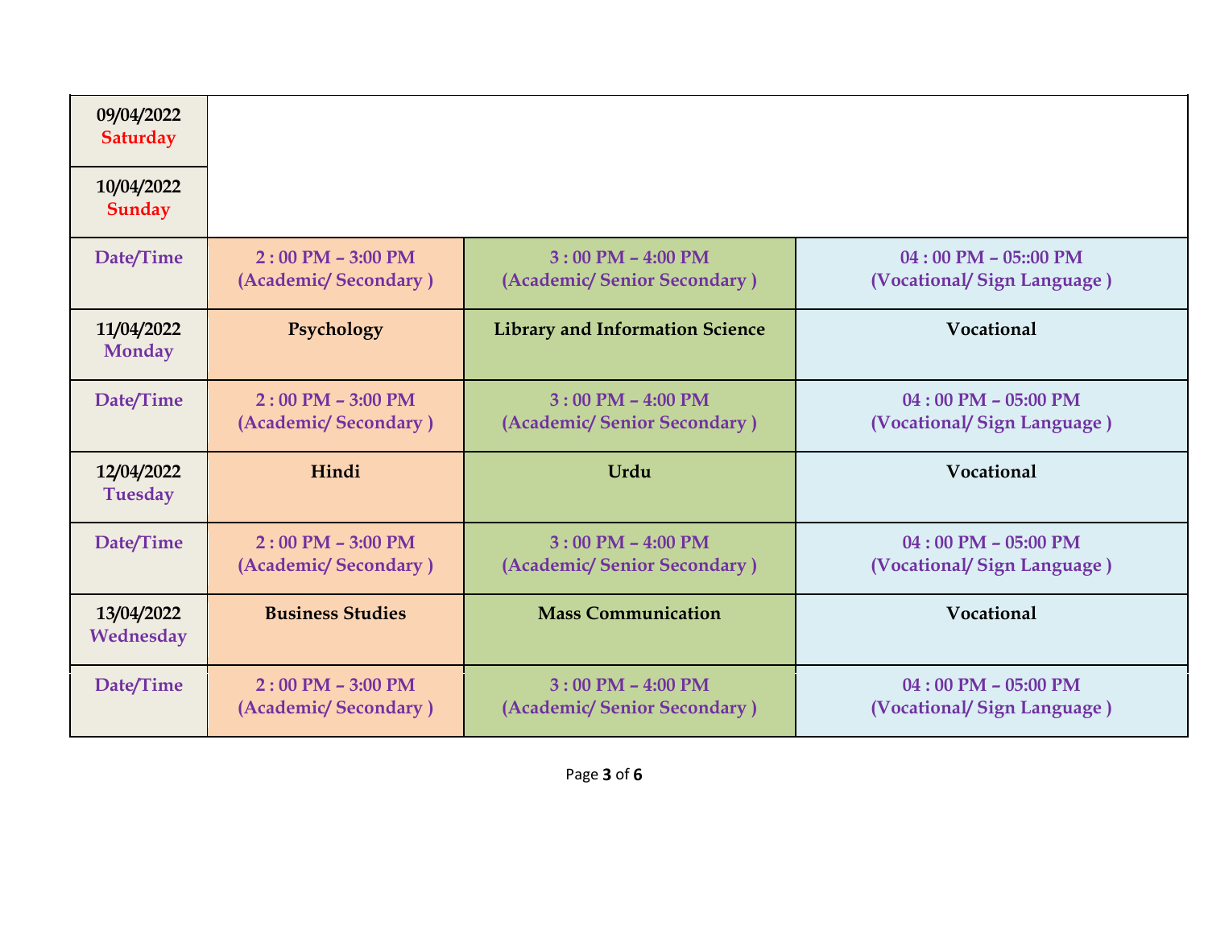| | | | |
|---|---|---|---|
| 09/04/2022 Saturday | | | |
| 10/04/2022 Sunday | | | |
| Date/Time | 2 : 00 PM – 3:00 PM (Academic/ Secondary ) | 3 : 00 PM – 4:00 PM (Academic/ Senior Secondary ) | 04 : 00 PM – 05::00 PM (Vocational/ Sign Language ) |
| 11/04/2022 Monday | Psychology | Library and Information Science | Vocational |
| Date/Time | 2 : 00 PM – 3:00 PM (Academic/ Secondary ) | 3 : 00 PM – 4:00 PM (Academic/ Senior Secondary ) | 04 : 00 PM – 05:00 PM (Vocational/ Sign Language ) |
| 12/04/2022 Tuesday | Hindi | Urdu | Vocational |
| Date/Time | 2 : 00 PM – 3:00 PM (Academic/ Secondary ) | 3 : 00 PM – 4:00 PM (Academic/ Senior Secondary ) | 04 : 00 PM – 05:00 PM (Vocational/ Sign Language ) |
| 13/04/2022 Wednesday | Business Studies | Mass Communication | Vocational |
| Date/Time | 2 : 00 PM – 3:00 PM (Academic/ Secondary ) | 3 : 00 PM – 4:00 PM (Academic/ Senior Secondary ) | 04 : 00 PM – 05:00 PM (Vocational/ Sign Language ) |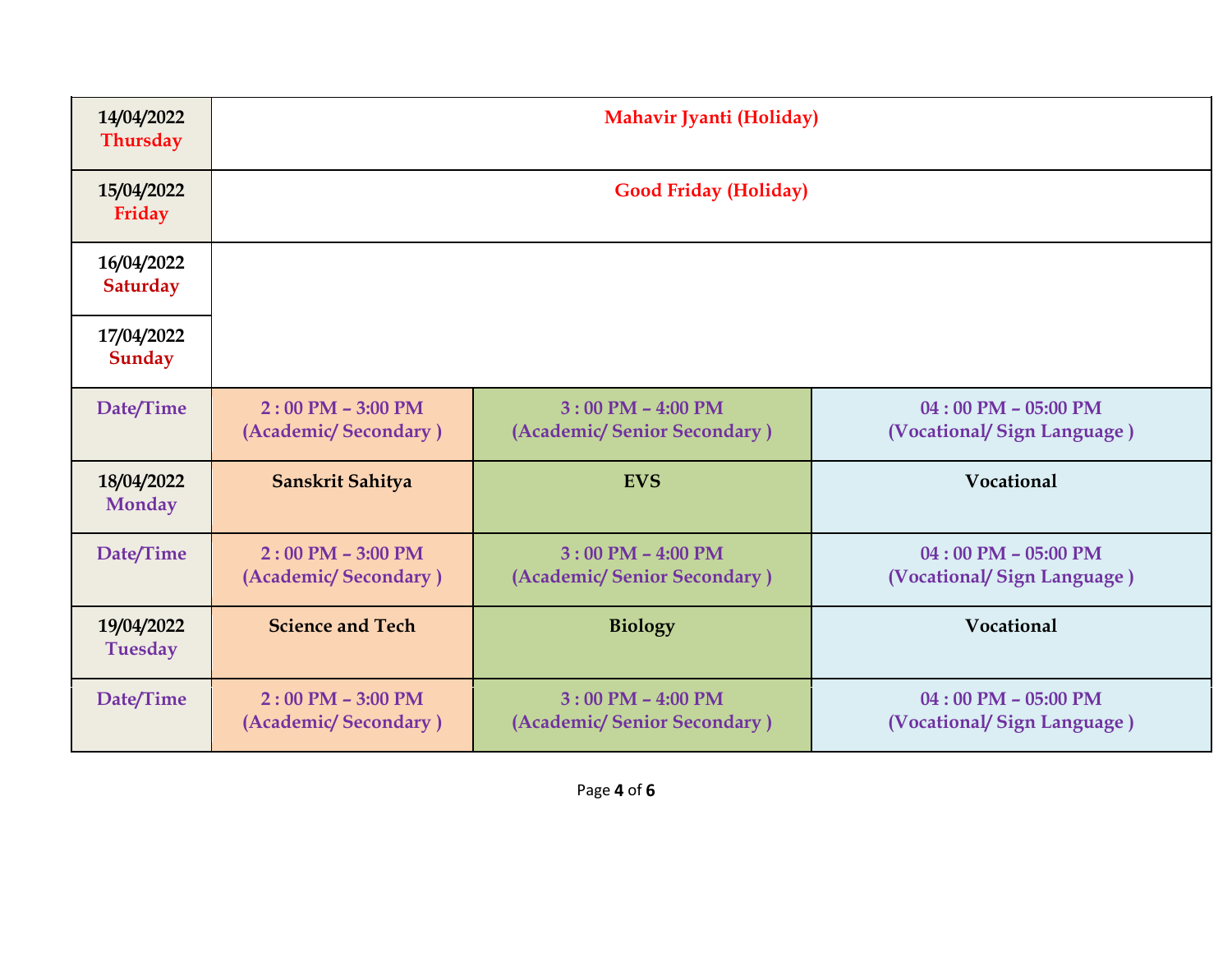| | | | |
|---|---|---|---|
| 14/04/2022 Thursday | Mahavir Jyanti (Holiday) | | |
| 15/04/2022 Friday | Good Friday (Holiday) | | |
| 16/04/2022 Saturday | | | |
| 17/04/2022 Sunday | | | |
| Date/Time | 2 : 00 PM – 3:00 PM (Academic/ Secondary ) | 3 : 00 PM – 4:00 PM (Academic/ Senior Secondary ) | 04 : 00 PM – 05:00 PM (Vocational/ Sign Language ) |
| 18/04/2022 Monday | Sanskrit Sahitya | EVS | Vocational |
| Date/Time | 2 : 00 PM – 3:00 PM (Academic/ Secondary ) | 3 : 00 PM – 4:00 PM (Academic/ Senior Secondary ) | 04 : 00 PM – 05:00 PM (Vocational/ Sign Language ) |
| 19/04/2022 Tuesday | Science and Tech | Biology | Vocational |
| Date/Time | 2 : 00 PM – 3:00 PM (Academic/ Secondary ) | 3 : 00 PM – 4:00 PM (Academic/ Senior Secondary ) | 04 : 00 PM – 05:00 PM (Vocational/ Sign Language ) |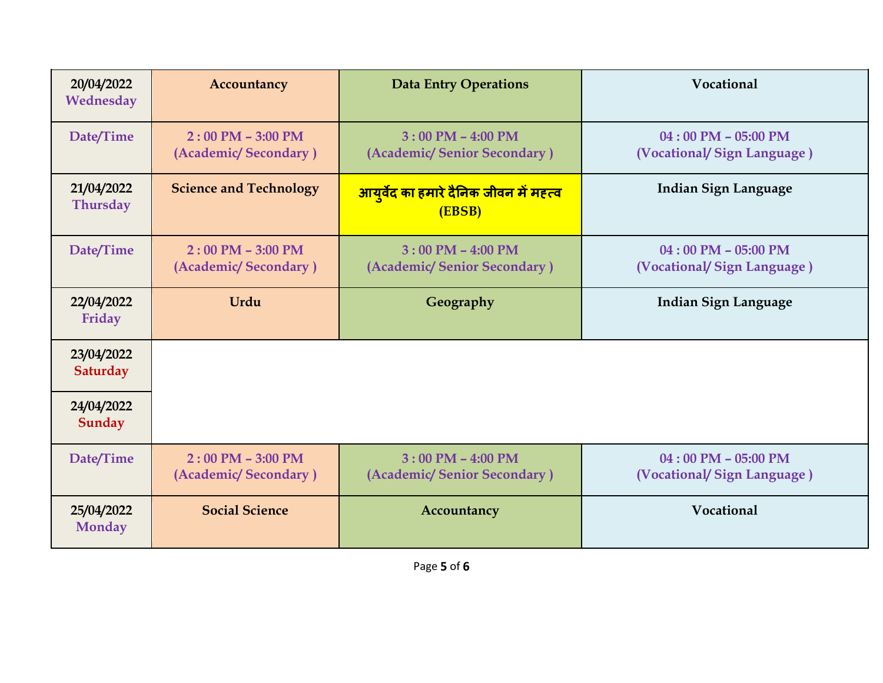| 20/04/2022 Wednesday | Accountancy | Data Entry Operations | Vocational |
|---|---|---|---|
| Date/Time | 2 : 00 PM – 3:00 PM (Academic/ Secondary ) | 3 : 00 PM – 4:00 PM (Academic/ Senior Secondary ) | 04 : 00 PM – 05:00 PM (Vocational/ Sign Language ) |
| 21/04/2022 Thursday | Science and Technology | आयुर्वेद का हमारे दैनिक जीवन में महत्व (EBSB) | Indian Sign Language |
| Date/Time | 2 : 00 PM – 3:00 PM (Academic/ Secondary ) | 3 : 00 PM – 4:00 PM (Academic/ Senior Secondary ) | 04 : 00 PM – 05:00 PM (Vocational/ Sign Language ) |
| 22/04/2022 Friday | Urdu | Geography | Indian Sign Language |
| 23/04/2022 Saturday | | | |
| 24/04/2022 Sunday | | | |
| Date/Time | 2 : 00 PM – 3:00 PM (Academic/ Secondary ) | 3 : 00 PM – 4:00 PM (Academic/ Senior Secondary ) | 04 : 00 PM – 05:00 PM (Vocational/ Sign Language ) |
| 25/04/2022 Monday | Social Science | Accountancy | Vocational |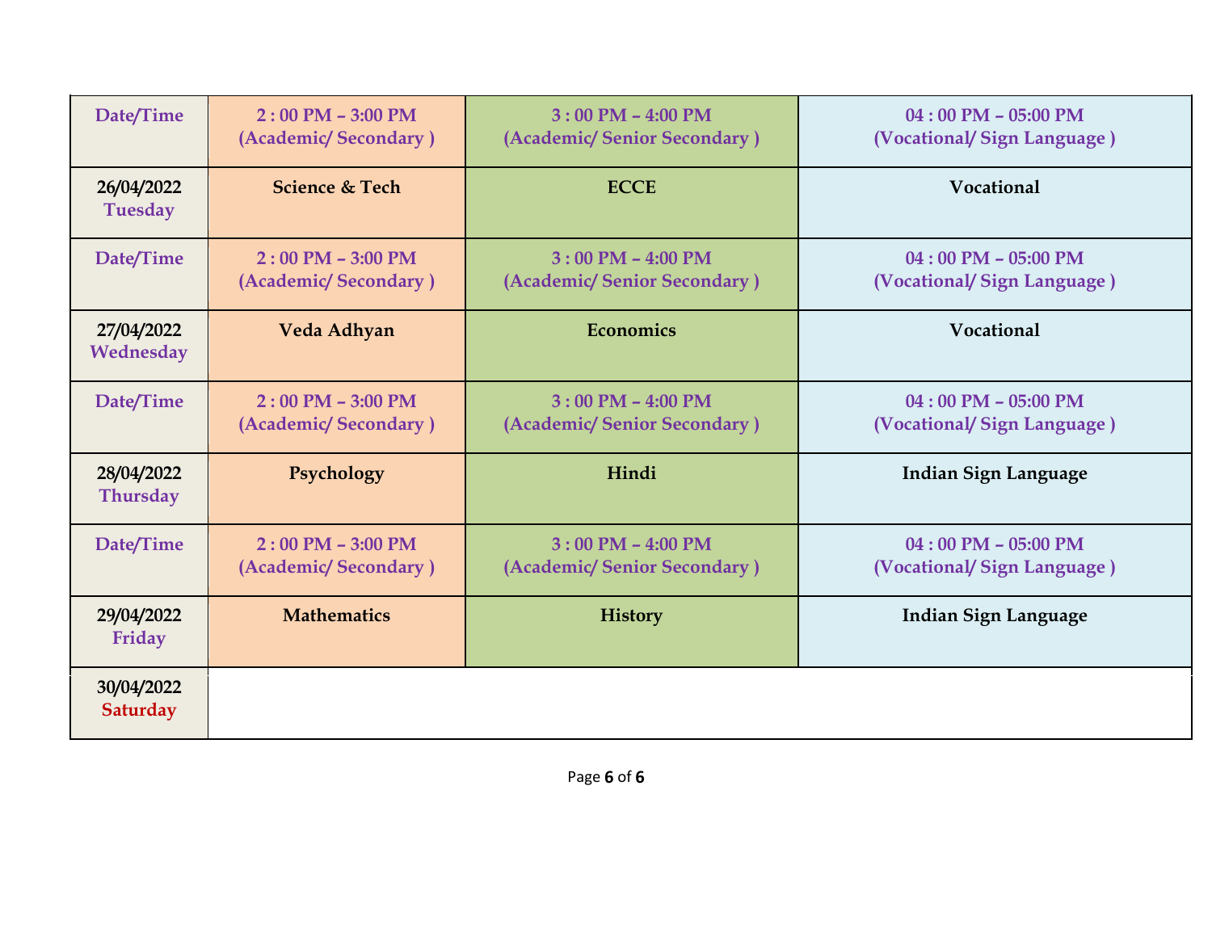| Date/Time | 2 : 00 PM – 3:00 PM (Academic/ Secondary ) | 3 : 00 PM – 4:00 PM (Academic/ Senior Secondary ) | 04 : 00 PM – 05:00 PM (Vocational/ Sign Language ) |
|---|---|---|---|
| 26/04/2022 Tuesday | **Science & Tech** | **ECCE** | **Vocational** |
| Date/Time | 2 : 00 PM – 3:00 PM (Academic/ Secondary ) | 3 : 00 PM – 4:00 PM (Academic/ Senior Secondary ) | 04 : 00 PM – 05:00 PM (Vocational/ Sign Language ) |
| 27/04/2022 Wednesday | **Veda Adhyan** | **Economics** | **Vocational** |
| Date/Time | 2 : 00 PM – 3:00 PM (Academic/ Secondary ) | 3 : 00 PM – 4:00 PM (Academic/ Senior Secondary ) | 04 : 00 PM – 05:00 PM (Vocational/ Sign Language ) |
| 28/04/2022 Thursday | **Psychology** | **Hindi** | **Indian Sign Language** |
| Date/Time | 2 : 00 PM – 3:00 PM (Academic/ Secondary ) | 3 : 00 PM – 4:00 PM (Academic/ Senior Secondary ) | 04 : 00 PM – 05:00 PM (Vocational/ Sign Language ) |
| 29/04/2022 Friday | **Mathematics** | **History** | **Indian Sign Language** |
| 30/04/2022 Saturday | | | |